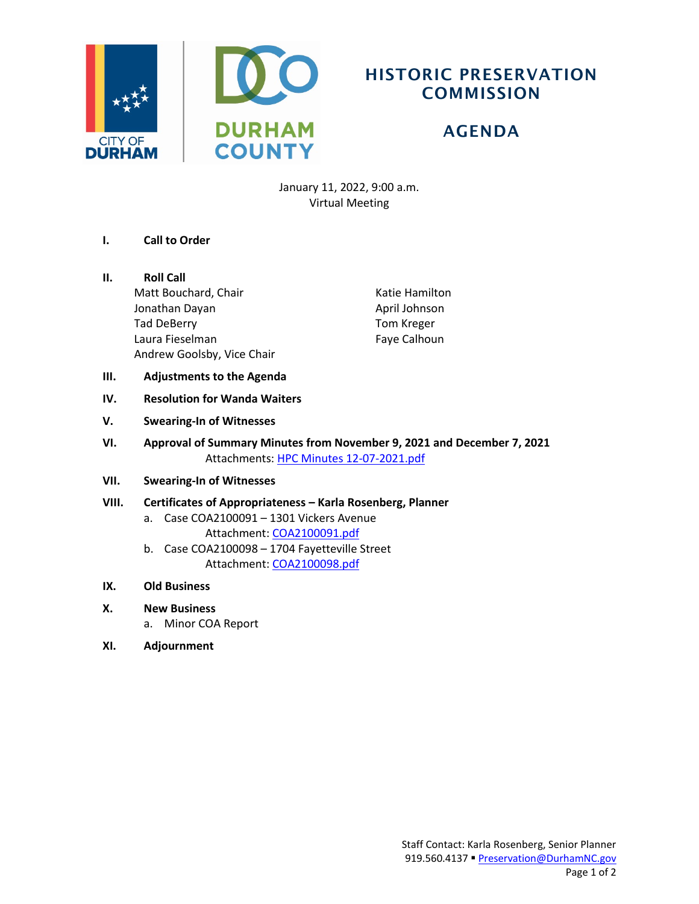# HISTORIC PRESERVATION COMMISSION

## AGENDA

January 11, 2022, 9:00 a.m.
Virtual Meeting

**I. Call to Order**

**II. Roll Call**

Matt Bouchard, Chair
Jonathan Dayan
Tad DeBerry
Laura Fieselman
Andrew Goolsby, Vice Chair
Katie Hamilton
April Johnson
Tom Kreger
Faye Calhoun

**III. Adjustments to the Agenda**

**IV. Resolution for Wanda Waiters**

**V. Swearing-In of Witnesses**

**VI. Approval of Summary Minutes from November 9, 2021 and December 7, 2021**

Attachments: HPC Minutes 12-07-2021.pdf

**VII. Swearing-In of Witnesses**

**VIII. Certificates of Appropriateness – Karla Rosenberg, Planner**

a. Case COA2100091 – 1301 Vickers Avenue
   Attachment: COA2100091.pdf
b. Case COA2100098 – 1704 Fayetteville Street
   Attachment: COA2100098.pdf

**IX. Old Business**

**X. New Business**

a. Minor COA Report

**XI. Adjournment**

Staff Contact: Karla Rosenberg, Senior Planner
919.560.4137 ▪ Preservation@DurhamNC.gov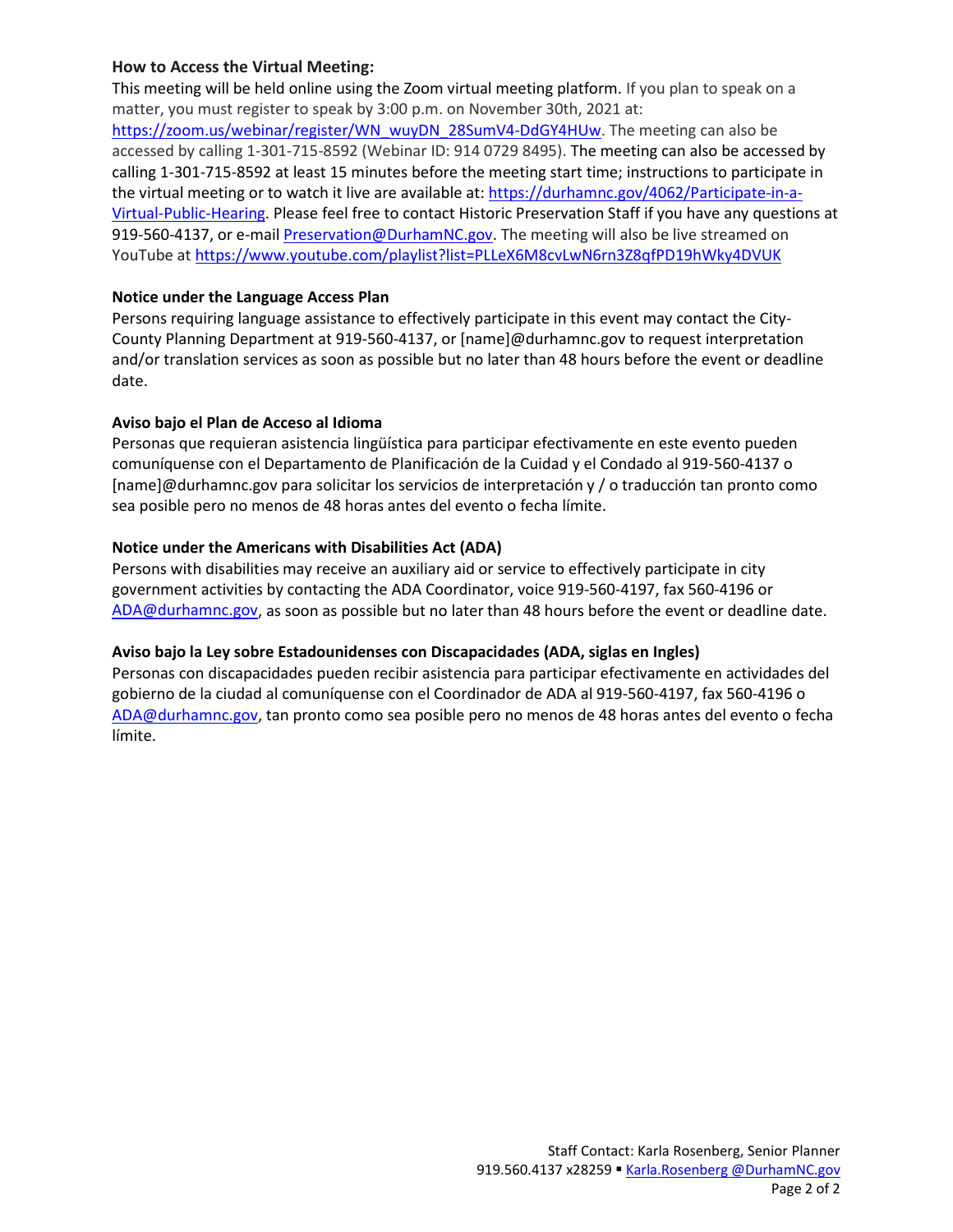**How to Access the Virtual Meeting:**

This meeting will be held online using the Zoom virtual meeting platform. If you plan to speak on a matter, you must register to speak by 3:00 p.m. on November 30th, 2021 at: https://zoom.us/webinar/register/WN_wuyDN_28SumV4-DdGY4HUw. The meeting can also be accessed by calling 1-301-715-8592 (Webinar ID: 914 0729 8495). The meeting can also be accessed by calling 1-301-715-8592 at least 15 minutes before the meeting start time; instructions to participate in the virtual meeting or to watch it live are available at: https://durhamnc.gov/4062/Participate-in-a-Virtual-Public-Hearing. Please feel free to contact Historic Preservation Staff if you have any questions at 919-560-4137, or e-mail Preservation@DurhamNC.gov. The meeting will also be live streamed on YouTube at https://www.youtube.com/playlist?list=PLLeX6M8cvLwN6rn3Z8qfPD19hWky4DVUK

**Notice under the Language Access Plan**

Persons requiring language assistance to effectively participate in this event may contact the City-County Planning Department at 919-560-4137, or [name]@durhamnc.gov to request interpretation and/or translation services as soon as possible but no later than 48 hours before the event or deadline date.

**Aviso bajo el Plan de Acceso al Idioma**

Personas que requieran asistencia lingüística para participar efectivamente en este evento pueden comuníquense con el Departamento de Planificación de la Cuidad y el Condado al 919-560-4137 o [name]@durhamnc.gov para solicitar los servicios de interpretación y / o traducción tan pronto como sea posible pero no menos de 48 horas antes del evento o fecha límite.

**Notice under the Americans with Disabilities Act (ADA)**

Persons with disabilities may receive an auxiliary aid or service to effectively participate in city government activities by contacting the ADA Coordinator, voice 919-560-4197, fax 560-4196 or ADA@durhamnc.gov, as soon as possible but no later than 48 hours before the event or deadline date.

**Aviso bajo la Ley sobre Estadounidenses con Discapacidades (ADA, siglas en Ingles)**

Personas con discapacidades pueden recibir asistencia para participar efectivamente en actividades del gobierno de la ciudad al comuníquense con el Coordinador de ADA al 919-560-4197, fax 560-4196 o ADA@durhamnc.gov, tan pronto como sea posible pero no menos de 48 horas antes del evento o fecha límite.

Staff Contact: Karla Rosenberg, Senior Planner
919.560.4137 x28259 ▪ Karla.Rosenberg @DurhamNC.gov